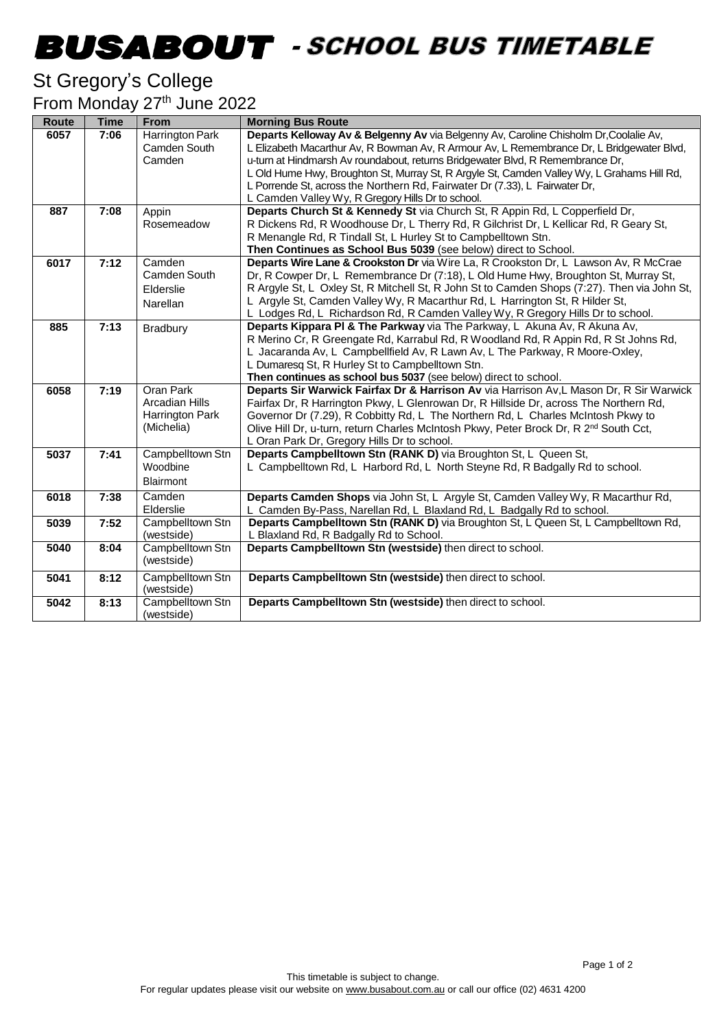# BUSABOUT - SCHOOL BUS TIMETABLE

## St Gregory's College

### From Monday 27th June 2022

| Route | Time | From | Morning Bus Route |
|---|---|---|---|
| 6057 | 7:06 | Harrington Park Camden South Camden | **Departs Kelloway Av & Belgenny Av** via Belgenny Av, Caroline Chisholm Dr,Coolalie Av, L Elizabeth Macarthur Av, R Bowman Av, R Armour Av, L Remembrance Dr, L Bridgewater Blvd, u-turn at Hindmarsh Av roundabout, returns Bridgewater Blvd, R Remembrance Dr, L Old Hume Hwy, Broughton St, Murray St, R Argyle St, Camden Valley Wy, L Grahams Hill Rd, L Porrende St, across the Northern Rd, Fairwater Dr (7.33), L Fairwater Dr, L Camden Valley Wy, R Gregory Hills Dr to school. |
| 887 | 7:08 | Appin Rosemeadow | **Departs Church St & Kennedy St** via Church St, R Appin Rd, L Copperfield Dr, R Dickens Rd, R Woodhouse Dr, L Therry Rd, R Gilchrist Dr, L Kellicar Rd, R Geary St, R Menangle Rd, R Tindall St, L Hurley St to Campbelltown Stn. **Then Continues as School Bus 5039** (see below) direct to School. |
| 6017 | 7:12 | Camden Camden South Elderslie Narellan | **Departs Wire Lane & Crookston Dr** via Wire La, R Crookston Dr, L Lawson Av, R McCrae Dr, R Cowper Dr, L Remembrance Dr (7:18), L Old Hume Hwy, Broughton St, Murray St, R Argyle St, L Oxley St, R Mitchell St, R John St to Camden Shops (7:27). Then via John St, L Argyle St, Camden Valley Wy, R Macarthur Rd, L Harrington St, R Hilder St, L Lodges Rd, L Richardson Rd, R Camden Valley Wy, R Gregory Hills Dr to school. |
| 885 | 7:13 | Bradbury | **Departs Kippara Pl & The Parkway** via The Parkway, L Akuna Av, R Akuna Av, R Merino Cr, R Greengate Rd, Karrabul Rd, R Woodland Rd, R Appin Rd, R St Johns Rd, L Jacaranda Av, L Campbellfield Av, R Lawn Av, L The Parkway, R Moore-Oxley, L Dumaresq St, R Hurley St to Campbelltown Stn. **Then continues as school bus 5037** (see below) direct to school. |
| 6058 | 7:19 | Oran Park Arcadian Hills Harrington Park (Michelia) | **Departs Sir Warwick Fairfax Dr & Harrison Av** via Harrison Av,L Mason Dr, R Sir Warwick Fairfax Dr, R Harrington Pkwy, L Glenrowan Dr, R Hillside Dr, across The Northern Rd, Governor Dr (7.29), R Cobbitty Rd, L The Northern Rd, L Charles McIntosh Pkwy to Olive Hill Dr, u-turn, return Charles McIntosh Pkwy, Peter Brock Dr, R 2nd South Cct, L Oran Park Dr, Gregory Hills Dr to school. |
| 5037 | 7:41 | Campbelltown Stn Woodbine Blairmont | **Departs Campbelltown Stn (RANK D)** via Broughton St, L Queen St, L Campbelltown Rd, L Harbord Rd, L North Steyne Rd, R Badgally Rd to school. |
| 6018 | 7:38 | Camden Elderslie | **Departs Camden Shops** via John St, L Argyle St, Camden Valley Wy, R Macarthur Rd, L Camden By-Pass, Narellan Rd, L Blaxland Rd, L Badgally Rd to school. |
| 5039 | 7:52 | Campbelltown Stn (westside) | **Departs Campbelltown Stn (RANK D)** via Broughton St, L Queen St, L Campbelltown Rd, L Blaxland Rd, R Badgally Rd to School. |
| 5040 | 8:04 | Campbelltown Stn (westside) | **Departs Campbelltown Stn (westside)** then direct to school. |
| 5041 | 8:12 | Campbelltown Stn (westside) | **Departs Campbelltown Stn (westside)** then direct to school. |
| 5042 | 8:13 | Campbelltown Stn (westside) | **Departs Campbelltown Stn (westside)** then direct to school. |

This timetable is subject to change.
For regular updates please visit our website on www.busabout.com.au or call our office (02) 4631 4200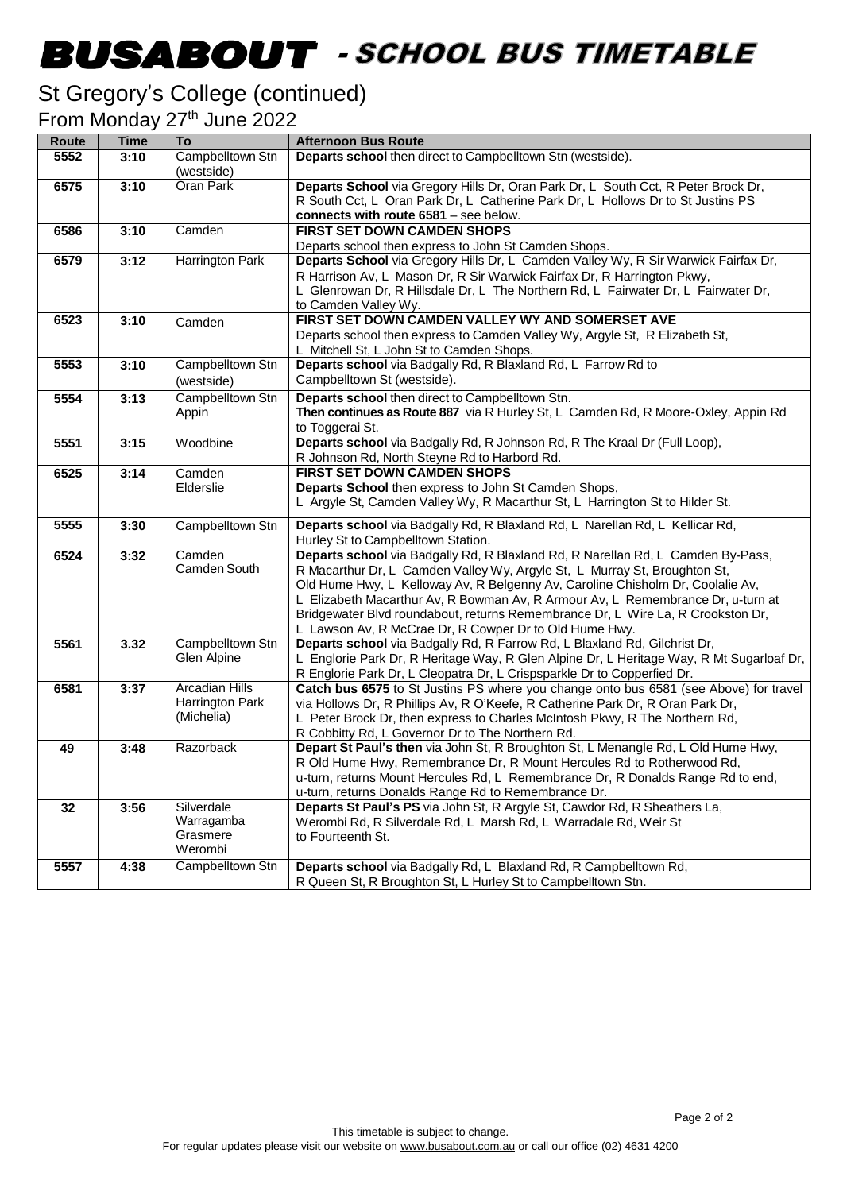# BUSABOUT - SCHOOL BUS TIMETABLE

## St Gregory's College (continued)

### From Monday 27th June 2022

| Route | Time | To | Afternoon Bus Route |
|---|---|---|---|
| 5552 | 3:10 | Campbelltown Stn (westside) | **Departs school** then direct to Campbelltown Stn (westside). |
| 6575 | 3:10 | Oran Park | **Departs School** via Gregory Hills Dr, Oran Park Dr, L South Cct, R Peter Brock Dr, R South Cct, L Oran Park Dr, L Catherine Park Dr, L Hollows Dr to St Justins PS **connects with route 6581** – see below. |
| 6586 | 3:10 | Camden | **FIRST SET DOWN CAMDEN SHOPS** Departs school then express to John St Camden Shops. |
| 6579 | 3:12 | Harrington Park | **Departs School** via Gregory Hills Dr, L Camden Valley Wy, R Sir Warwick Fairfax Dr, R Harrison Av, L Mason Dr, R Sir Warwick Fairfax Dr, R Harrington Pkwy, L Glenrowan Dr, R Hillsdale Dr, L The Northern Rd, L Fairwater Dr, L Fairwater Dr, to Camden Valley Wy. |
| 6523 | 3:10 | Camden | **FIRST SET DOWN CAMDEN VALLEY WY AND SOMERSET AVE** Departs school then express to Camden Valley Wy, Argyle St, R Elizabeth St, L Mitchell St, L John St to Camden Shops. |
| 5553 | 3:10 | Campbelltown Stn (westside) | **Departs school** via Badgally Rd, R Blaxland Rd, L Farrow Rd to Campbelltown St (westside). |
| 5554 | 3:13 | Campbelltown Stn Appin | **Departs school** then direct to Campbelltown Stn. **Then continues as Route 887** via R Hurley St, L Camden Rd, R Moore-Oxley, Appin Rd to Toggerai St. |
| 5551 | 3:15 | Woodbine | **Departs school** via Badgally Rd, R Johnson Rd, R The Kraal Dr (Full Loop), R Johnson Rd, North Steyne Rd to Harbord Rd. |
| 6525 | 3:14 | Camden Elderslie | **FIRST SET DOWN CAMDEN SHOPS** **Departs School** then express to John St Camden Shops, L Argyle St, Camden Valley Wy, R Macarthur St, L Harrington St to Hilder St. |
| 5555 | 3:30 | Campbelltown Stn | **Departs school** via Badgally Rd, R Blaxland Rd, L Narellan Rd, L Kellicar Rd, Hurley St to Campbelltown Station. |
| 6524 | 3:32 | Camden Camden South | **Departs school** via Badgally Rd, R Blaxland Rd, R Narellan Rd, L Camden By-Pass, R Macarthur Dr, L Camden Valley Wy, Argyle St, L Murray St, Broughton St, Old Hume Hwy, L Kelloway Av, R Belgenny Av, Caroline Chisholm Dr, Coolalie Av, L Elizabeth Macarthur Av, R Bowman Av, R Armour Av, L Remembrance Dr, u-turn at Bridgewater Blvd roundabout, returns Remembrance Dr, L Wire La, R Crookston Dr, L Lawson Av, R McCrae Dr, R Cowper Dr to Old Hume Hwy. |
| 5561 | 3.32 | Campbelltown Stn Glen Alpine | **Departs school** via Badgally Rd, R Farrow Rd, L Blaxland Rd, Gilchrist Dr, L Englorie Park Dr, R Heritage Way, R Glen Alpine Dr, L Heritage Way, R Mt Sugarloaf Dr, R Englorie Park Dr, L Cleopatra Dr, L Crispsparkle Dr to Copperfied Dr. |
| 6581 | 3:37 | Arcadian Hills Harrington Park (Michelia) | **Catch bus 6575** to St Justins PS where you change onto bus 6581 (see Above) for travel via Hollows Dr, R Phillips Av, R O'Keefe, R Catherine Park Dr, R Oran Park Dr, L Peter Brock Dr, then express to Charles McIntosh Pkwy, R The Northern Rd, R Cobbitty Rd, L Governor Dr to The Northern Rd. |
| 49 | 3:48 | Razorback | **Depart St Paul's then** via John St, R Broughton St, L Menangle Rd, L Old Hume Hwy, R Old Hume Hwy, Remembrance Dr, R Mount Hercules Rd to Rotherwood Rd, u-turn, returns Mount Hercules Rd, L Remembrance Dr, R Donalds Range Rd to end, u-turn, returns Donalds Range Rd to Remembrance Dr. |
| 32 | 3:56 | Silverdale Warragamba Grasmere Werombi | **Departs St Paul's PS** via John St, R Argyle St, Cawdor Rd, R Sheathers La, Werombi Rd, R Silverdale Rd, L Marsh Rd, L Warradale Rd, Weir St to Fourteenth St. |
| 5557 | 4:38 | Campbelltown Stn | **Departs school** via Badgally Rd, L Blaxland Rd, R Campbelltown Rd, R Queen St, R Broughton St, L Hurley St to Campbelltown Stn. |

This timetable is subject to change.
For regular updates please visit our website on www.busabout.com.au or call our office (02) 4631 4200